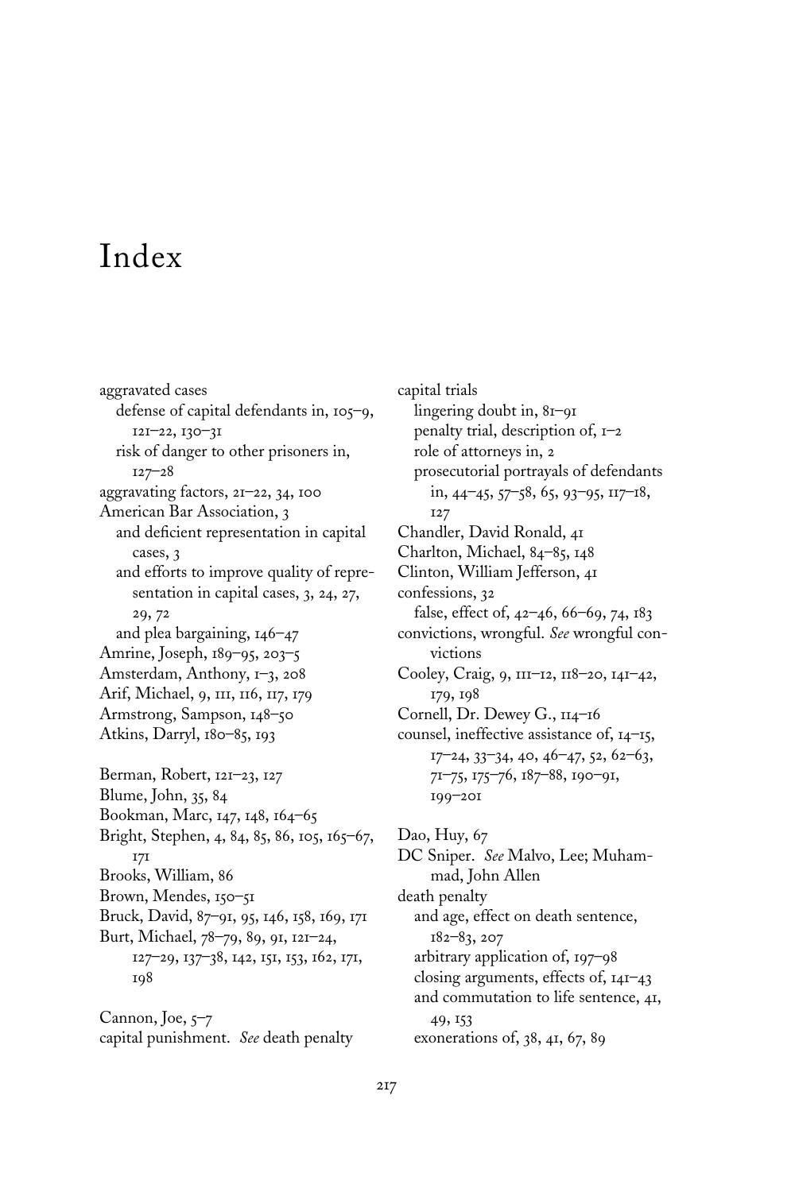# Index

aggravated cases
  defense of capital defendants in, 105–9, 121–22, 130–31
  risk of danger to other prisoners in, 127–28
aggravating factors, 21–22, 34, 100
American Bar Association, 3
  and deficient representation in capital cases, 3
  and efforts to improve quality of representation in capital cases, 3, 24, 27, 29, 72
  and plea bargaining, 146–47
Amrine, Joseph, 189–95, 203–5
Amsterdam, Anthony, 1–3, 208
Arif, Michael, 9, 111, 116, 117, 179
Armstrong, Sampson, 148–50
Atkins, Darryl, 180–85, 193

Berman, Robert, 121–23, 127
Blume, John, 35, 84
Bookman, Marc, 147, 148, 164–65
Bright, Stephen, 4, 84, 85, 86, 105, 165–67, 171
Brooks, William, 86
Brown, Mendes, 150–51
Bruck, David, 87–91, 95, 146, 158, 169, 171
Burt, Michael, 78–79, 89, 91, 121–24, 127–29, 137–38, 142, 151, 153, 162, 171, 198

Cannon, Joe, 5–7
capital punishment. *See* death penalty
capital trials
  lingering doubt in, 81–91
  penalty trial, description of, 1–2
  role of attorneys in, 2
  prosecutorial portrayals of defendants in, 44–45, 57–58, 65, 93–95, 117–18, 127
Chandler, David Ronald, 41
Charlton, Michael, 84–85, 148
Clinton, William Jefferson, 41
confessions, 32
  false, effect of, 42–46, 66–69, 74, 183
convictions, wrongful. *See* wrongful convictions
Cooley, Craig, 9, 111–12, 118–20, 141–42, 179, 198
Cornell, Dr. Dewey G., 114–16
counsel, ineffective assistance of, 14–15, 17–24, 33–34, 40, 46–47, 52, 62–63, 71–75, 175–76, 187–88, 190–91, 199–201

Dao, Huy, 67
DC Sniper. *See* Malvo, Lee; Muhammad, John Allen
death penalty
  and age, effect on death sentence, 182–83, 207
  arbitrary application of, 197–98
  closing arguments, effects of, 141–43
  and commutation to life sentence, 41, 49, 153
  exonerations of, 38, 41, 67, 89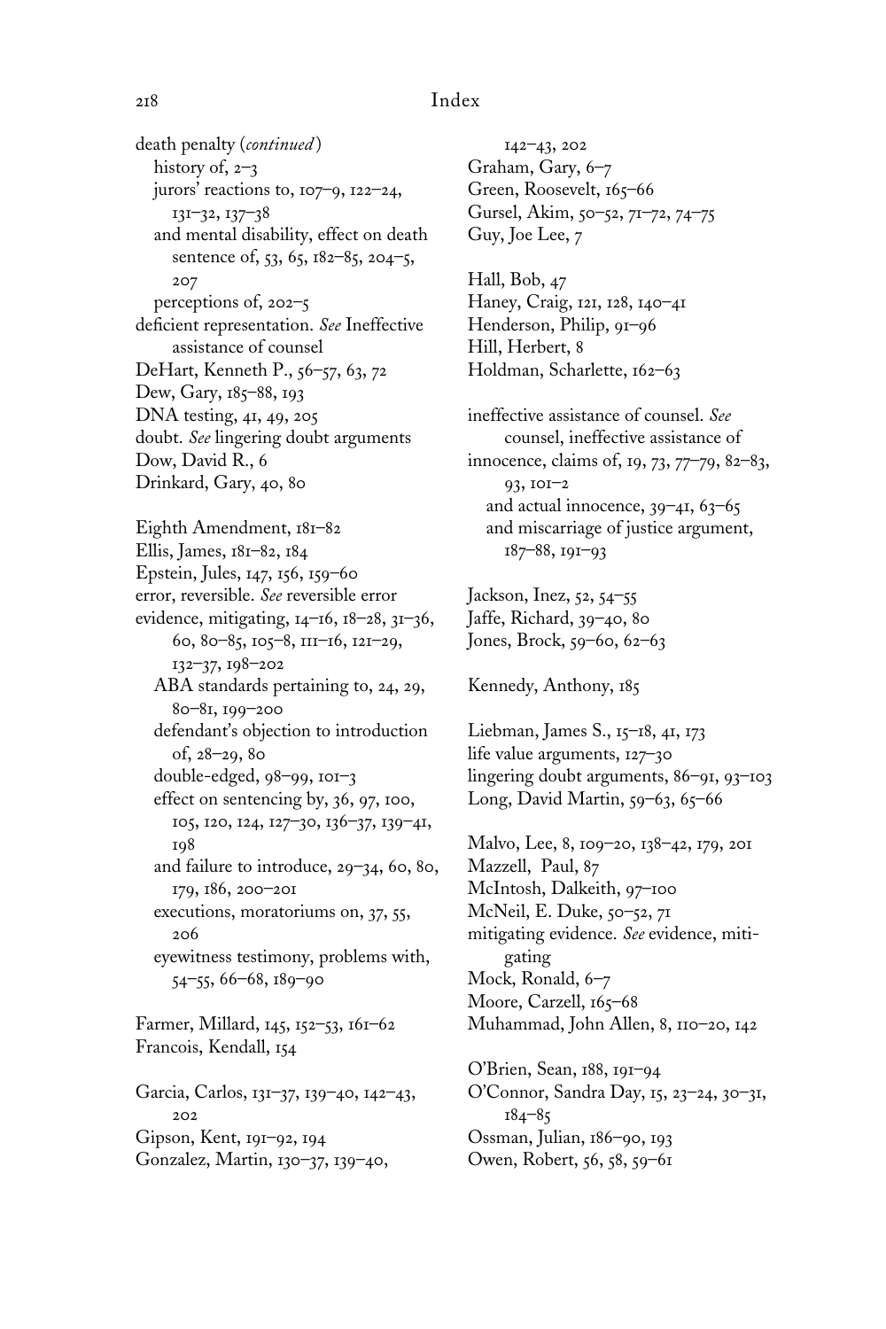death penalty (*continued*)
- history of, 2–3
- jurors' reactions to, 107–9, 122–24, 131–32, 137–38
- and mental disability, effect on death sentence of, 53, 65, 182–85, 204–5, 207
- perceptions of, 202–5

deficient representation. *See* Ineffective assistance of counsel
DeHart, Kenneth P., 56–57, 63, 72
Dew, Gary, 185–88, 193
DNA testing, 41, 49, 205
doubt. *See* lingering doubt arguments
Dow, David R., 6
Drinkard, Gary, 40, 80

Eighth Amendment, 181–82
Ellis, James, 181–82, 184
Epstein, Jules, 147, 156, 159–60
error, reversible. *See* reversible error
evidence, mitigating, 14–16, 18–28, 31–36, 60, 80–85, 105–8, 111–16, 121–29, 132–37, 198–202
- ABA standards pertaining to, 24, 29, 80–81, 199–200
- defendant's objection to introduction of, 28–29, 80
- double-edged, 98–99, 101–3
- effect on sentencing by, 36, 97, 100, 105, 120, 124, 127–30, 136–37, 139–41, 198
- and failure to introduce, 29–34, 60, 80, 179, 186, 200–201
- executions, moratoriums on, 37, 55, 206
- eyewitness testimony, problems with, 54–55, 66–68, 189–90

Farmer, Millard, 145, 152–53, 161–62
Francois, Kendall, 154

Garcia, Carlos, 131–37, 139–40, 142–43, 202
Gipson, Kent, 191–92, 194
Gonzalez, Martin, 130–37, 139–40, 142–43, 202
Graham, Gary, 6–7
Green, Roosevelt, 165–66
Gursel, Akim, 50–52, 71–72, 74–75
Guy, Joe Lee, 7

Hall, Bob, 47
Haney, Craig, 121, 128, 140–41
Henderson, Philip, 91–96
Hill, Herbert, 8
Holdman, Scharlette, 162–63

ineffective assistance of counsel. *See* counsel, ineffective assistance of
innocence, claims of, 19, 73, 77–79, 82–83, 93, 101–2
- and actual innocence, 39–41, 63–65
- and miscarriage of justice argument, 187–88, 191–93

Jackson, Inez, 52, 54–55
Jaffe, Richard, 39–40, 80
Jones, Brock, 59–60, 62–63

Kennedy, Anthony, 185

Liebman, James S., 15–18, 41, 173
life value arguments, 127–30
lingering doubt arguments, 86–91, 93–103
Long, David Martin, 59–63, 65–66

Malvo, Lee, 8, 109–20, 138–42, 179, 201
Mazzell, Paul, 87
McIntosh, Dalkeith, 97–100
McNeil, E. Duke, 50–52, 71
mitigating evidence. *See* evidence, mitigating
Mock, Ronald, 6–7
Moore, Carzell, 165–68
Muhammad, John Allen, 8, 110–20, 142

O'Brien, Sean, 188, 191–94
O'Connor, Sandra Day, 15, 23–24, 30–31, 184–85
Ossman, Julian, 186–90, 193
Owen, Robert, 56, 58, 59–61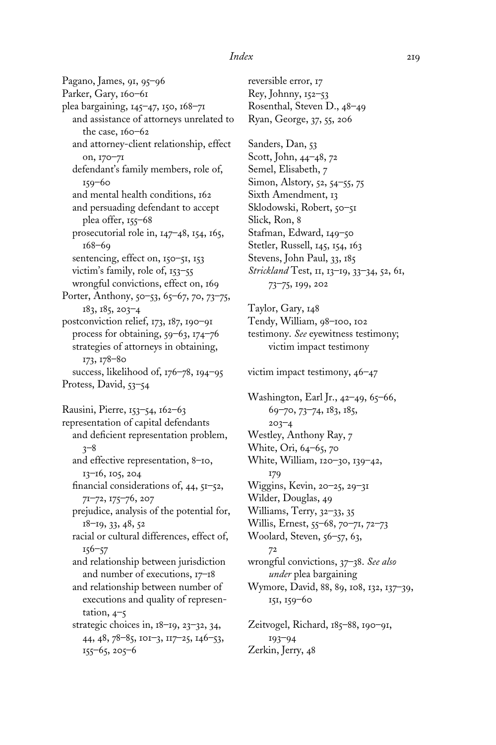Pagano, James, 91, 95–96
Parker, Gary, 160–61
plea bargaining, 145–47, 150, 168–71
  and assistance of attorneys unrelated to the case, 160–62
  and attorney-client relationship, effect on, 170–71
  defendant's family members, role of, 159–60
  and mental health conditions, 162
  and persuading defendant to accept plea offer, 155–68
  prosecutorial role in, 147–48, 154, 165, 168–69
  sentencing, effect on, 150–51, 153
  victim's family, role of, 153–55
  wrongful convictions, effect on, 169
Porter, Anthony, 50–53, 65–67, 70, 73–75, 183, 185, 203–4
postconviction relief, 173, 187, 190–91
  process for obtaining, 59–63, 174–76
  strategies of attorneys in obtaining, 173, 178–80
  success, likelihood of, 176–78, 194–95
Protess, David, 53–54

Rausini, Pierre, 153–54, 162–63
representation of capital defendants
  and deficient representation problem, 3–8
  and effective representation, 8–10, 13–16, 105, 204
  financial considerations of, 44, 51–52, 71–72, 175–76, 207
  prejudice, analysis of the potential for, 18–19, 33, 48, 52
  racial or cultural differences, effect of, 156–57
  and relationship between jurisdiction and number of executions, 17–18
  and relationship between number of executions and quality of representation, 4–5
  strategic choices in, 18–19, 23–32, 34, 44, 48, 78–85, 101–3, 117–25, 146–53, 155–65, 205–6
reversible error, 17
Rey, Johnny, 152–53
Rosenthal, Steven D., 48–49
Ryan, George, 37, 55, 206

Sanders, Dan, 53
Scott, John, 44–48, 72
Semel, Elisabeth, 7
Simon, Alstory, 52, 54–55, 75
Sixth Amendment, 13
Sklodowski, Robert, 50–51
Slick, Ron, 8
Stafman, Edward, 149–50
Stetler, Russell, 145, 154, 163
Stevens, John Paul, 33, 185
*Strickland* Test, 11, 13–19, 33–34, 52, 61, 73–75, 199, 202

Taylor, Gary, 148
Tendy, William, 98–100, 102
testimony. *See* eyewitness testimony; victim impact testimony

victim impact testimony, 46–47

Washington, Earl Jr., 42–49, 65–66, 69–70, 73–74, 183, 185, 203–4
Westley, Anthony Ray, 7
White, Ori, 64–65, 70
White, William, 120–30, 139–42, 179
Wiggins, Kevin, 20–25, 29–31
Wilder, Douglas, 49
Williams, Terry, 32–33, 35
Willis, Ernest, 55–68, 70–71, 72–73
Woolard, Steven, 56–57, 63, 72
wrongful convictions, 37–38. *See also under* plea bargaining
Wymore, David, 88, 89, 108, 132, 137–39, 151, 159–60

Zeitvogel, Richard, 185–88, 190–91, 193–94
Zerkin, Jerry, 48